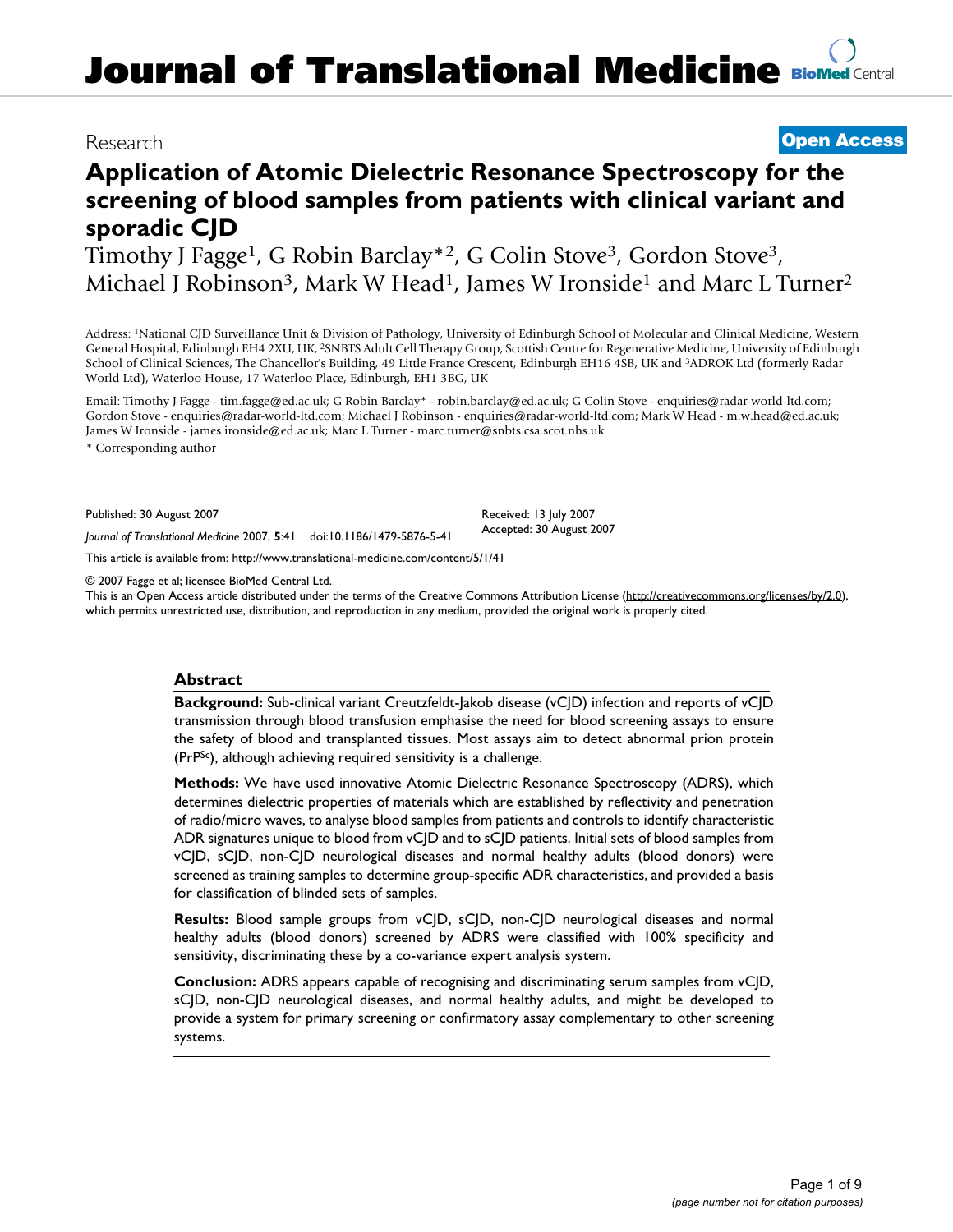Research **Open Access**

# Application of Atomic Dielectric Resonance Spectroscopy for the screening of blood samples from patients with clinical variant and sporadic CJD

Timothy J Fagge[1], G Robin Barclay*[2], G Colin Stove[3], Gordon Stove[3], Michael J Robinson[3], Mark W Head[1], James W Ironside[1] and Marc L Turner[2]

Address: [1]National CJD Surveillance Unit & Division of Pathology, University of Edinburgh School of Molecular and Clinical Medicine, Western General Hospital, Edinburgh EH4 2XU, UK, [2]SNBTS Adult Cell Therapy Group, Scottish Centre for Regenerative Medicine, University of Edinburgh School of Clinical Sciences, The Chancellor's Building, 49 Little France Crescent, Edinburgh EH16 4SB, UK and [3]ADROK Ltd (formerly Radar World Ltd), Waterloo House, 17 Waterloo Place, Edinburgh, EH1 3BG, UK

Email: Timothy J Fagge - tim.fagge@ed.ac.uk; G Robin Barclay* - robin.barclay@ed.ac.uk; G Colin Stove - enquiries@radar-world-ltd.com; Gordon Stove - enquiries@radar-world-ltd.com; Michael J Robinson - enquiries@radar-world-ltd.com; Mark W Head - m.w.head@ed.ac.uk; James W Ironside - james.ironside@ed.ac.uk; Marc L Turner - marc.turner@snbts.csa.scot.nhs.uk

* Corresponding author

Published: 30 August 2007

*Journal of Translational Medicine* 2007, **5**:41 doi:10.1186/1479-5876-5-41

Received: 13 July 2007
Accepted: 30 August 2007

This article is available from: http://www.translational-medicine.com/content/5/1/41

© 2007 Fagge et al; licensee BioMed Central Ltd.
This is an Open Access article distributed under the terms of the Creative Commons Attribution License (http://creativecommons.org/licenses/by/2.0), which permits unrestricted use, distribution, and reproduction in any medium, provided the original work is properly cited.

## Abstract

**Background:** Sub-clinical variant Creutzfeldt-Jakob disease (vCJD) infection and reports of vCJD transmission through blood transfusion emphasise the need for blood screening assays to ensure the safety of blood and transplanted tissues. Most assays aim to detect abnormal prion protein ($PrP^{Sc}$), although achieving required sensitivity is a challenge.

**Methods:** We have used innovative Atomic Dielectric Resonance Spectroscopy (ADRS), which determines dielectric properties of materials which are established by reflectivity and penetration of radio/micro waves, to analyse blood samples from patients and controls to identify characteristic ADR signatures unique to blood from vCJD and to sCJD patients. Initial sets of blood samples from vCJD, sCJD, non-CJD neurological diseases and normal healthy adults (blood donors) were screened as training samples to determine group-specific ADR characteristics, and provided a basis for classification of blinded sets of samples.

**Results:** Blood sample groups from vCJD, sCJD, non-CJD neurological diseases and normal healthy adults (blood donors) screened by ADRS were classified with 100% specificity and sensitivity, discriminating these by a co-variance expert analysis system.

**Conclusion:** ADRS appears capable of recognising and discriminating serum samples from vCJD, sCJD, non-CJD neurological diseases, and normal healthy adults, and might be developed to provide a system for primary screening or confirmatory assay complementary to other screening systems.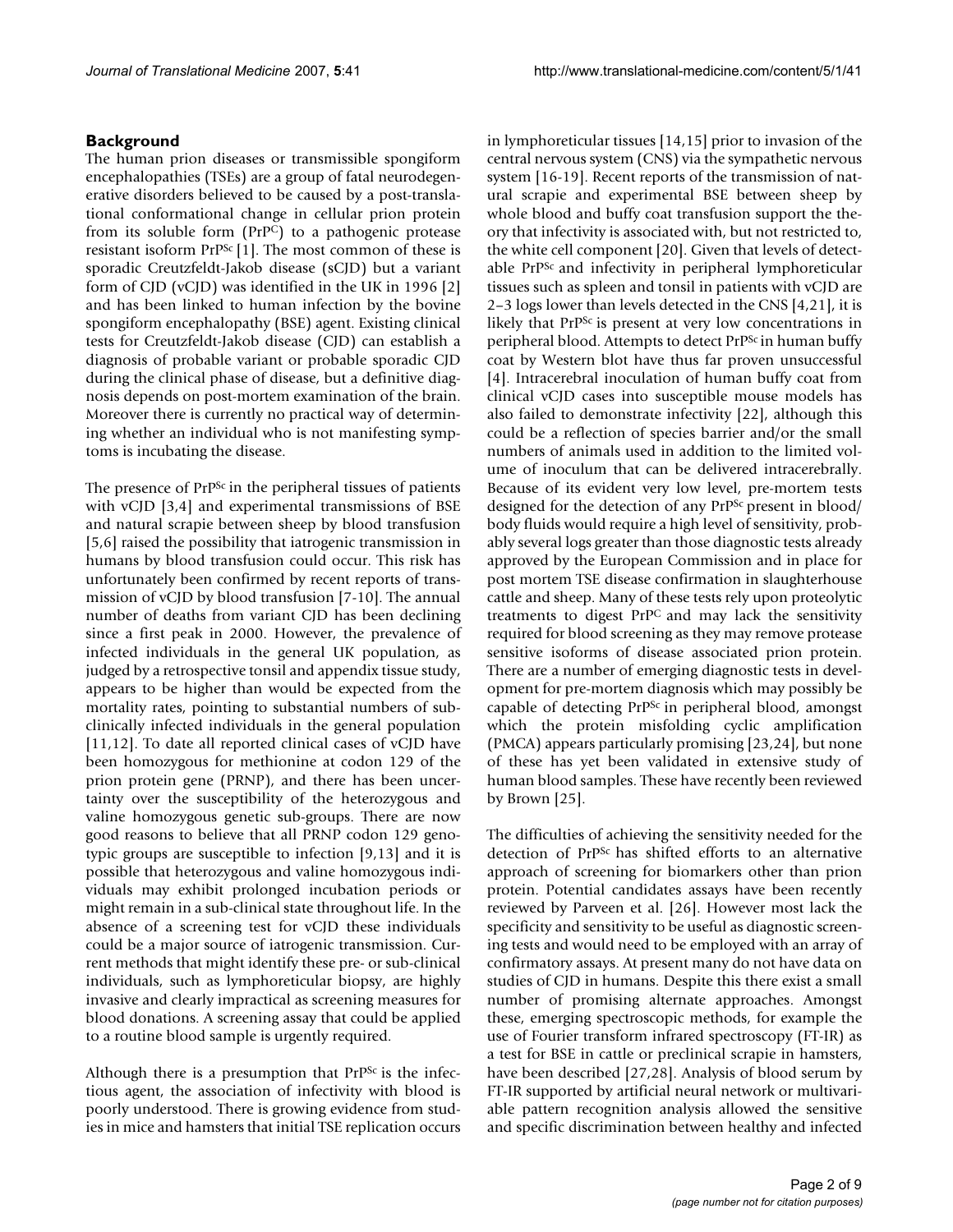## Background

The human prion diseases or transmissible spongiform encephalopathies (TSEs) are a group of fatal neurodegenerative disorders believed to be caused by a post-translational conformational change in cellular prion protein from its soluble form ($PrP^C$) to a pathogenic protease resistant isoform $PrP^{Sc}$ [1]. The most common of these is sporadic Creutzfeldt-Jakob disease (sCJD) but a variant form of CJD (vCJD) was identified in the UK in 1996 [2] and has been linked to human infection by the bovine spongiform encephalopathy (BSE) agent. Existing clinical tests for Creutzfeldt-Jakob disease (CJD) can establish a diagnosis of probable variant or probable sporadic CJD during the clinical phase of disease, but a definitive diagnosis depends on post-mortem examination of the brain. Moreover there is currently no practical way of determining whether an individual who is not manifesting symptoms is incubating the disease.

The presence of $PrP^{Sc}$ in the peripheral tissues of patients with vCJD [3,4] and experimental transmissions of BSE and natural scrapie between sheep by blood transfusion [5,6] raised the possibility that iatrogenic transmission in humans by blood transfusion could occur. This risk has unfortunately been confirmed by recent reports of transmission of vCJD by blood transfusion [7-10]. The annual number of deaths from variant CJD has been declining since a first peak in 2000. However, the prevalence of infected individuals in the general UK population, as judged by a retrospective tonsil and appendix tissue study, appears to be higher than would be expected from the mortality rates, pointing to substantial numbers of subclinically infected individuals in the general population [11,12]. To date all reported clinical cases of vCJD have been homozygous for methionine at codon 129 of the prion protein gene (PRNP), and there has been uncertainty over the susceptibility of the heterozygous and valine homozygous genetic sub-groups. There are now good reasons to believe that all PRNP codon 129 genotypic groups are susceptible to infection [9,13] and it is possible that heterozygous and valine homozygous individuals may exhibit prolonged incubation periods or might remain in a sub-clinical state throughout life. In the absence of a screening test for vCJD these individuals could be a major source of iatrogenic transmission. Current methods that might identify these pre- or sub-clinical individuals, such as lymphoreticular biopsy, are highly invasive and clearly impractical as screening measures for blood donations. A screening assay that could be applied to a routine blood sample is urgently required.

Although there is a presumption that $PrP^{Sc}$ is the infectious agent, the association of infectivity with blood is poorly understood. There is growing evidence from studies in mice and hamsters that initial TSE replication occurs in lymphoreticular tissues [14,15] prior to invasion of the central nervous system (CNS) via the sympathetic nervous system [16-19]. Recent reports of the transmission of natural scrapie and experimental BSE between sheep by whole blood and buffy coat transfusion support the theory that infectivity is associated with, but not restricted to, the white cell component [20]. Given that levels of detectable $PrP^{Sc}$ and infectivity in peripheral lymphoreticular tissues such as spleen and tonsil in patients with vCJD are 2–3 logs lower than levels detected in the CNS [4,21], it is likely that $PrP^{Sc}$ is present at very low concentrations in peripheral blood. Attempts to detect $PrP^{Sc}$ in human buffy coat by Western blot have thus far proven unsuccessful [4]. Intracerebral inoculation of human buffy coat from clinical vCJD cases into susceptible mouse models has also failed to demonstrate infectivity [22], although this could be a reflection of species barrier and/or the small numbers of animals used in addition to the limited volume of inoculum that can be delivered intracerebrally. Because of its evident very low level, pre-mortem tests designed for the detection of any $PrP^{Sc}$ present in blood/body fluids would require a high level of sensitivity, probably several logs greater than those diagnostic tests already approved by the European Commission and in place for post mortem TSE disease confirmation in slaughterhouse cattle and sheep. Many of these tests rely upon proteolytic treatments to digest $PrP^C$ and may lack the sensitivity required for blood screening as they may remove protease sensitive isoforms of disease associated prion protein. There are a number of emerging diagnostic tests in development for pre-mortem diagnosis which may possibly be capable of detecting $PrP^{Sc}$ in peripheral blood, amongst which the protein misfolding cyclic amplification (PMCA) appears particularly promising [23,24], but none of these has yet been validated in extensive study of human blood samples. These have recently been reviewed by Brown [25].

The difficulties of achieving the sensitivity needed for the detection of $PrP^{Sc}$ has shifted efforts to an alternative approach of screening for biomarkers other than prion protein. Potential candidates assays have been recently reviewed by Parveen et al. [26]. However most lack the specificity and sensitivity to be useful as diagnostic screening tests and would need to be employed with an array of confirmatory assays. At present many do not have data on studies of CJD in humans. Despite this there exist a small number of promising alternate approaches. Amongst these, emerging spectroscopic methods, for example the use of Fourier transform infrared spectroscopy (FT-IR) as a test for BSE in cattle or preclinical scrapie in hamsters, have been described [27,28]. Analysis of blood serum by FT-IR supported by artificial neural network or multivariable pattern recognition analysis allowed the sensitive and specific discrimination between healthy and infected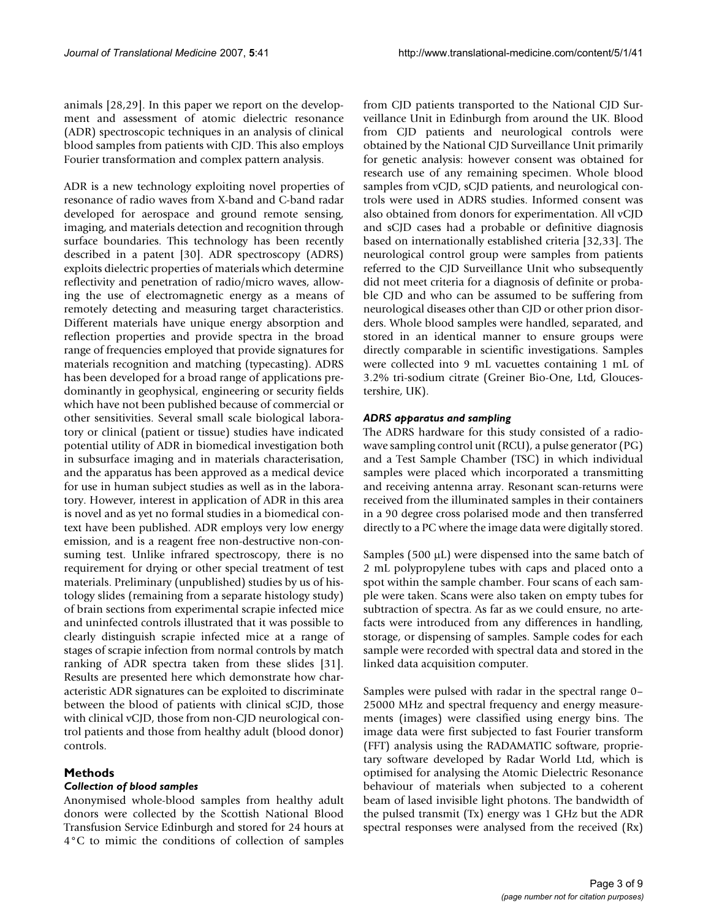animals [28,29]. In this paper we report on the development and assessment of atomic dielectric resonance (ADR) spectroscopic techniques in an analysis of clinical blood samples from patients with CJD. This also employs Fourier transformation and complex pattern analysis.

ADR is a new technology exploiting novel properties of resonance of radio waves from X-band and C-band radar developed for aerospace and ground remote sensing, imaging, and materials detection and recognition through surface boundaries. This technology has been recently described in a patent [30]. ADR spectroscopy (ADRS) exploits dielectric properties of materials which determine reflectivity and penetration of radio/micro waves, allowing the use of electromagnetic energy as a means of remotely detecting and measuring target characteristics. Different materials have unique energy absorption and reflection properties and provide spectra in the broad range of frequencies employed that provide signatures for materials recognition and matching (typecasting). ADRS has been developed for a broad range of applications predominantly in geophysical, engineering or security fields which have not been published because of commercial or other sensitivities. Several small scale biological laboratory or clinical (patient or tissue) studies have indicated potential utility of ADR in biomedical investigation both in subsurface imaging and in materials characterisation, and the apparatus has been approved as a medical device for use in human subject studies as well as in the laboratory. However, interest in application of ADR in this area is novel and as yet no formal studies in a biomedical context have been published. ADR employs very low energy emission, and is a reagent free non-destructive non-consuming test. Unlike infrared spectroscopy, there is no requirement for drying or other special treatment of test materials. Preliminary (unpublished) studies by us of histology slides (remaining from a separate histology study) of brain sections from experimental scrapie infected mice and uninfected controls illustrated that it was possible to clearly distinguish scrapie infected mice at a range of stages of scrapie infection from normal controls by match ranking of ADR spectra taken from these slides [31]. Results are presented here which demonstrate how characteristic ADR signatures can be exploited to discriminate between the blood of patients with clinical sCJD, those with clinical vCJD, those from non-CJD neurological control patients and those from healthy adult (blood donor) controls.

## Methods

### *Collection of blood samples*

Anonymised whole-blood samples from healthy adult donors were collected by the Scottish National Blood Transfusion Service Edinburgh and stored for 24 hours at 4°C to mimic the conditions of collection of samples from CJD patients transported to the National CJD Surveillance Unit in Edinburgh from around the UK. Blood from CJD patients and neurological controls were obtained by the National CJD Surveillance Unit primarily for genetic analysis: however consent was obtained for research use of any remaining specimen. Whole blood samples from vCJD, sCJD patients, and neurological controls were used in ADRS studies. Informed consent was also obtained from donors for experimentation. All vCJD and sCJD cases had a probable or definitive diagnosis based on internationally established criteria [32,33]. The neurological control group were samples from patients referred to the CJD Surveillance Unit who subsequently did not meet criteria for a diagnosis of definite or probable CJD and who can be assumed to be suffering from neurological diseases other than CJD or other prion disorders. Whole blood samples were handled, separated, and stored in an identical manner to ensure groups were directly comparable in scientific investigations. Samples were collected into 9 mL vacuettes containing 1 mL of 3.2% tri-sodium citrate (Greiner Bio-One, Ltd, Gloucestershire, UK).

### *ADRS apparatus and sampling*

The ADRS hardware for this study consisted of a radiowave sampling control unit (RCU), a pulse generator (PG) and a Test Sample Chamber (TSC) in which individual samples were placed which incorporated a transmitting and receiving antenna array. Resonant scan-returns were received from the illuminated samples in their containers in a 90 degree cross polarised mode and then transferred directly to a PC where the image data were digitally stored.

Samples (500 μL) were dispensed into the same batch of 2 mL polypropylene tubes with caps and placed onto a spot within the sample chamber. Four scans of each sample were taken. Scans were also taken on empty tubes for subtraction of spectra. As far as we could ensure, no artefacts were introduced from any differences in handling, storage, or dispensing of samples. Sample codes for each sample were recorded with spectral data and stored in the linked data acquisition computer.

Samples were pulsed with radar in the spectral range 0–25000 MHz and spectral frequency and energy measurements (images) were classified using energy bins. The image data were first subjected to fast Fourier transform (FFT) analysis using the RADAMATIC software, proprietary software developed by Radar World Ltd, which is optimised for analysing the Atomic Dielectric Resonance behaviour of materials when subjected to a coherent beam of lased invisible light photons. The bandwidth of the pulsed transmit (Tx) energy was 1 GHz but the ADR spectral responses were analysed from the received (Rx)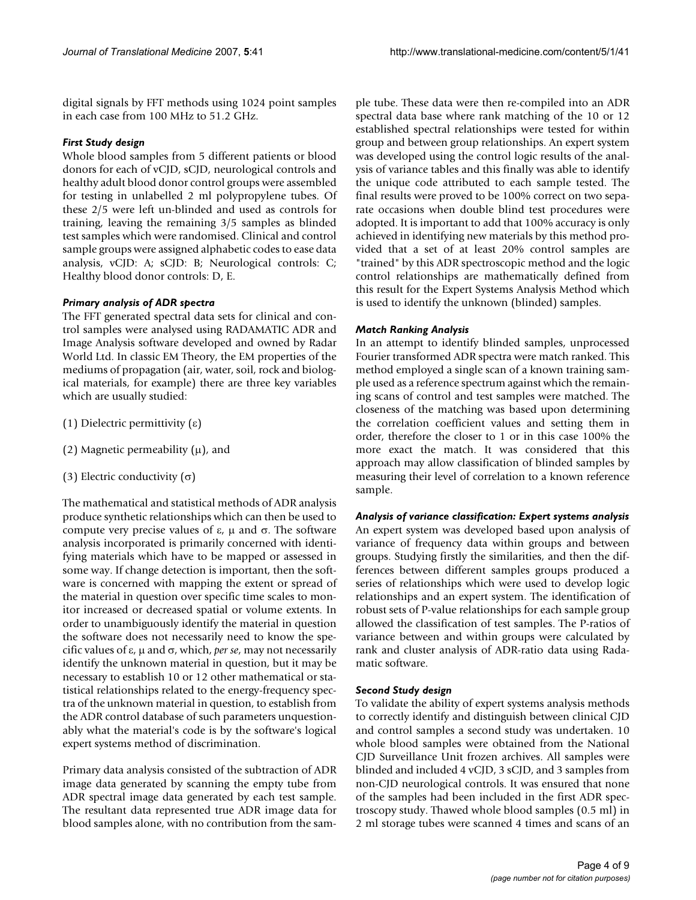digital signals by FFT methods using 1024 point samples in each case from 100 MHz to 51.2 GHz.

### *First Study design*

Whole blood samples from 5 different patients or blood donors for each of vCJD, sCJD, neurological controls and healthy adult blood donor control groups were assembled for testing in unlabelled 2 ml polypropylene tubes. Of these 2/5 were left un-blinded and used as controls for training, leaving the remaining 3/5 samples as blinded test samples which were randomised. Clinical and control sample groups were assigned alphabetic codes to ease data analysis, vCJD: A; sCJD: B; Neurological controls: C; Healthy blood donor controls: D, E.

### *Primary analysis of ADR spectra*

The FFT generated spectral data sets for clinical and control samples were analysed using RADAMATIC ADR and Image Analysis software developed and owned by Radar World Ltd. In classic EM Theory, the EM properties of the mediums of propagation (air, water, soil, rock and biological materials, for example) there are three key variables which are usually studied:

(1) Dielectric permittivity ($\varepsilon$)

(2) Magnetic permeability ($\mu$), and

(3) Electric conductivity ($\sigma$)

The mathematical and statistical methods of ADR analysis produce synthetic relationships which can then be used to compute very precise values of $\varepsilon$, $\mu$ and $\sigma$. The software analysis incorporated is primarily concerned with identifying materials which have to be mapped or assessed in some way. If change detection is important, then the software is concerned with mapping the extent or spread of the material in question over specific time scales to monitor increased or decreased spatial or volume extents. In order to unambiguously identify the material in question the software does not necessarily need to know the specific values of $\varepsilon$, $\mu$ and $\sigma$, which, *per se*, may not necessarily identify the unknown material in question, but it may be necessary to establish 10 or 12 other mathematical or statistical relationships related to the energy-frequency spectra of the unknown material in question, to establish from the ADR control database of such parameters unquestionably what the material's code is by the software's logical expert systems method of discrimination.

Primary data analysis consisted of the subtraction of ADR image data generated by scanning the empty tube from ADR spectral image data generated by each test sample. The resultant data represented true ADR image data for blood samples alone, with no contribution from the sample tube. These data were then re-compiled into an ADR spectral data base where rank matching of the 10 or 12 established spectral relationships were tested for within group and between group relationships. An expert system was developed using the control logic results of the analysis of variance tables and this finally was able to identify the unique code attributed to each sample tested. The final results were proved to be 100% correct on two separate occasions when double blind test procedures were adopted. It is important to add that 100% accuracy is only achieved in identifying new materials by this method provided that a set of at least 20% control samples are "trained" by this ADR spectroscopic method and the logic control relationships are mathematically defined from this result for the Expert Systems Analysis Method which is used to identify the unknown (blinded) samples.

### *Match Ranking Analysis*

In an attempt to identify blinded samples, unprocessed Fourier transformed ADR spectra were match ranked. This method employed a single scan of a known training sample used as a reference spectrum against which the remaining scans of control and test samples were matched. The closeness of the matching was based upon determining the correlation coefficient values and setting them in order, therefore the closer to 1 or in this case 100% the more exact the match. It was considered that this approach may allow classification of blinded samples by measuring their level of correlation to a known reference sample.

### *Analysis of variance classification: Expert systems analysis*

An expert system was developed based upon analysis of variance of frequency data within groups and between groups. Studying firstly the similarities, and then the differences between different samples groups produced a series of relationships which were used to develop logic relationships and an expert system. The identification of robust sets of P-value relationships for each sample group allowed the classification of test samples. The P-ratios of variance between and within groups were calculated by rank and cluster analysis of ADR-ratio data using Radamatic software.

### *Second Study design*

To validate the ability of expert systems analysis methods to correctly identify and distinguish between clinical CJD and control samples a second study was undertaken. 10 whole blood samples were obtained from the National CJD Surveillance Unit frozen archives. All samples were blinded and included 4 vCJD, 3 sCJD, and 3 samples from non-CJD neurological controls. It was ensured that none of the samples had been included in the first ADR spectroscopy study. Thawed whole blood samples (0.5 ml) in 2 ml storage tubes were scanned 4 times and scans of an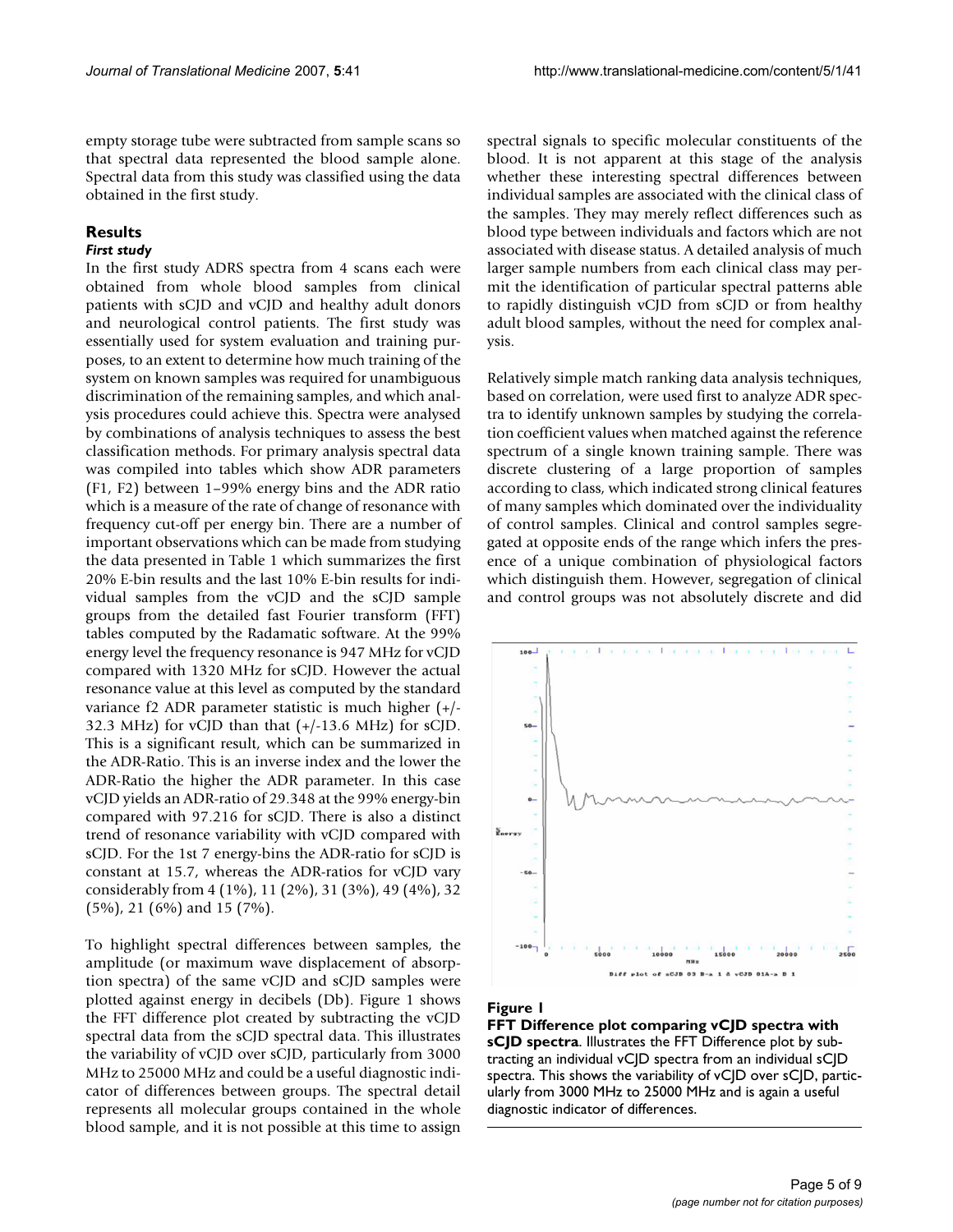empty storage tube were subtracted from sample scans so that spectral data represented the blood sample alone. Spectral data from this study was classified using the data obtained in the first study.

## Results

### First study

In the first study ADRS spectra from 4 scans each were obtained from whole blood samples from clinical patients with sCJD and vCJD and healthy adult donors and neurological control patients. The first study was essentially used for system evaluation and training purposes, to an extent to determine how much training of the system on known samples was required for unambiguous discrimination of the remaining samples, and which analysis procedures could achieve this. Spectra were analysed by combinations of analysis techniques to assess the best classification methods. For primary analysis spectral data was compiled into tables which show ADR parameters (F1, F2) between 1–99% energy bins and the ADR ratio which is a measure of the rate of change of resonance with frequency cut-off per energy bin. There are a number of important observations which can be made from studying the data presented in Table 1 which summarizes the first 20% E-bin results and the last 10% E-bin results for individual samples from the vCJD and the sCJD sample groups from the detailed fast Fourier transform (FFT) tables computed by the Radamatic software. At the 99% energy level the frequency resonance is 947 MHz for vCJD compared with 1320 MHz for sCJD. However the actual resonance value at this level as computed by the standard variance f2 ADR parameter statistic is much higher (+/- 32.3 MHz) for vCJD than that (+/-13.6 MHz) for sCJD. This is a significant result, which can be summarized in the ADR-Ratio. This is an inverse index and the lower the ADR-Ratio the higher the ADR parameter. In this case vCJD yields an ADR-ratio of 29.348 at the 99% energy-bin compared with 97.216 for sCJD. There is also a distinct trend of resonance variability with vCJD compared with sCJD. For the 1st 7 energy-bins the ADR-ratio for sCJD is constant at 15.7, whereas the ADR-ratios for vCJD vary considerably from 4 (1%), 11 (2%), 31 (3%), 49 (4%), 32 (5%), 21 (6%) and 15 (7%).

To highlight spectral differences between samples, the amplitude (or maximum wave displacement of absorption spectra) of the same vCJD and sCJD samples were plotted against energy in decibels (Db). Figure 1 shows the FFT difference plot created by subtracting the vCJD spectral data from the sCJD spectral data. This illustrates the variability of vCJD over sCJD, particularly from 3000 MHz to 25000 MHz and could be a useful diagnostic indicator of differences between groups. The spectral detail represents all molecular groups contained in the whole blood sample, and it is not possible at this time to assign spectral signals to specific molecular constituents of the blood. It is not apparent at this stage of the analysis whether these interesting spectral differences between individual samples are associated with the clinical class of the samples. They may merely reflect differences such as blood type between individuals and factors which are not associated with disease status. A detailed analysis of much larger sample numbers from each clinical class may permit the identification of particular spectral patterns able to rapidly distinguish vCJD from sCJD or from healthy adult blood samples, without the need for complex analysis.

Relatively simple match ranking data analysis techniques, based on correlation, were used first to analyze ADR spectra to identify unknown samples by studying the correlation coefficient values when matched against the reference spectrum of a single known training sample. There was discrete clustering of a large proportion of samples according to class, which indicated strong clinical features of many samples which dominated over the individuality of control samples. Clinical and control samples segregated at opposite ends of the range which infers the presence of a unique combination of physiological factors which distinguish them. However, segregation of clinical and control groups was not absolutely discrete and did

**Figure 1**
**FFT Difference plot comparing vCJD spectra with sCJD spectra**. Illustrates the FFT Difference plot by subtracting an individual vCJD spectra from an individual sCJD spectra. This shows the variability of vCJD over sCJD, particularly from 3000 MHz to 25000 MHz and is again a useful diagnostic indicator of differences.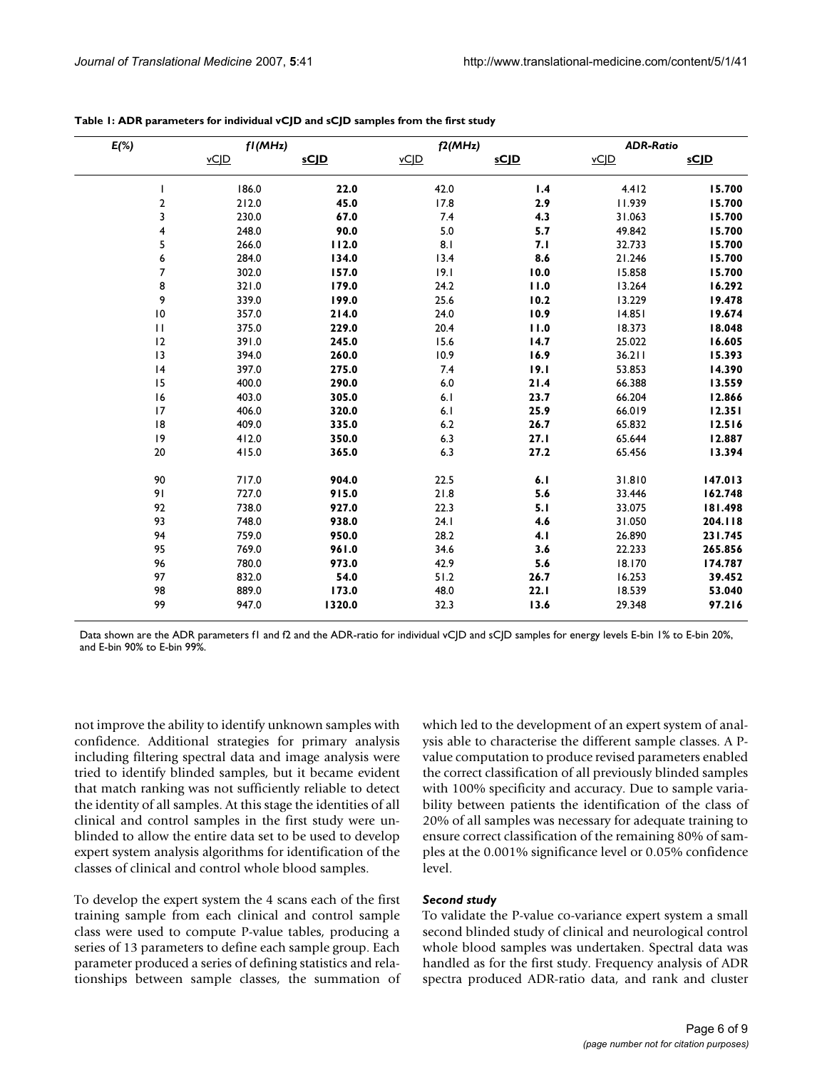**Table 1: ADR parameters for individual vCJD and sCJD samples from the first study**

| E(%) | f1(MHz) | | f2(MHz) | | ADR-Ratio | |
|---|---|---|---|---|---|---|
| | vCJD | sCJD | vCJD | sCJD | vCJD | sCJD |
| 1 | 186.0 | **22.0** | 42.0 | **1.4** | 4.412 | **15.700** |
| 2 | 212.0 | **45.0** | 17.8 | **2.9** | 11.939 | **15.700** |
| 3 | 230.0 | **67.0** | 7.4 | **4.3** | 31.063 | **15.700** |
| 4 | 248.0 | **90.0** | 5.0 | **5.7** | 49.842 | **15.700** |
| 5 | 266.0 | **112.0** | 8.1 | **7.1** | 32.733 | **15.700** |
| 6 | 284.0 | **134.0** | 13.4 | **8.6** | 21.246 | **15.700** |
| 7 | 302.0 | **157.0** | 19.1 | **10.0** | 15.858 | **15.700** |
| 8 | 321.0 | **179.0** | 24.2 | **11.0** | 13.264 | **16.292** |
| 9 | 339.0 | **199.0** | 25.6 | **10.2** | 13.229 | **19.478** |
| 10 | 357.0 | **214.0** | 24.0 | **10.9** | 14.851 | **19.674** |
| 11 | 375.0 | **229.0** | 20.4 | **11.0** | 18.373 | **18.048** |
| 12 | 391.0 | **245.0** | 15.6 | **14.7** | 25.022 | **16.605** |
| 13 | 394.0 | **260.0** | 10.9 | **16.9** | 36.211 | **15.393** |
| 14 | 397.0 | **275.0** | 7.4 | **19.1** | 53.853 | **14.390** |
| 15 | 400.0 | **290.0** | 6.0 | **21.4** | 66.388 | **13.559** |
| 16 | 403.0 | **305.0** | 6.1 | **23.7** | 66.204 | **12.866** |
| 17 | 406.0 | **320.0** | 6.1 | **25.9** | 66.019 | **12.351** |
| 18 | 409.0 | **335.0** | 6.2 | **26.7** | 65.832 | **12.516** |
| 19 | 412.0 | **350.0** | 6.3 | **27.1** | 65.644 | **12.887** |
| 20 | 415.0 | **365.0** | 6.3 | **27.2** | 65.456 | **13.394** |
| 90 | 717.0 | **904.0** | 22.5 | **6.1** | 31.810 | **147.013** |
| 91 | 727.0 | **915.0** | 21.8 | **5.6** | 33.446 | **162.748** |
| 92 | 738.0 | **927.0** | 22.3 | **5.1** | 33.075 | **181.498** |
| 93 | 748.0 | **938.0** | 24.1 | **4.6** | 31.050 | **204.118** |
| 94 | 759.0 | **950.0** | 28.2 | **4.1** | 26.890 | **231.745** |
| 95 | 769.0 | **961.0** | 34.6 | **3.6** | 22.233 | **265.856** |
| 96 | 780.0 | **973.0** | 42.9 | **5.6** | 18.170 | **174.787** |
| 97 | 832.0 | **54.0** | 51.2 | **26.7** | 16.253 | **39.452** |
| 98 | 889.0 | **173.0** | 48.0 | **22.1** | 18.539 | **53.040** |
| 99 | 947.0 | **1320.0** | 32.3 | **13.6** | 29.348 | **97.216** |

Data shown are the ADR parameters f1 and f2 and the ADR-ratio for individual vCJD and sCJD samples for energy levels E-bin 1% to E-bin 20%, and E-bin 90% to E-bin 99%.

not improve the ability to identify unknown samples with confidence. Additional strategies for primary analysis including filtering spectral data and image analysis were tried to identify blinded samples, but it became evident that match ranking was not sufficiently reliable to detect the identity of all samples. At this stage the identities of all clinical and control samples in the first study were unblinded to allow the entire data set to be used to develop expert system analysis algorithms for identification of the classes of clinical and control whole blood samples.

To develop the expert system the 4 scans each of the first training sample from each clinical and control sample class were used to compute P-value tables, producing a series of 13 parameters to define each sample group. Each parameter produced a series of defining statistics and relationships between sample classes, the summation of which led to the development of an expert system of analysis able to characterise the different sample classes. A P-value computation to produce revised parameters enabled the correct classification of all previously blinded samples with 100% specificity and accuracy. Due to sample variability between patients the identification of the class of 20% of all samples was necessary for adequate training to ensure correct classification of the remaining 80% of samples at the 0.001% significance level or 0.05% confidence level.

### *Second study*

To validate the P-value co-variance expert system a small second blinded study of clinical and neurological control whole blood samples was undertaken. Spectral data was handled as for the first study. Frequency analysis of ADR spectra produced ADR-ratio data, and rank and cluster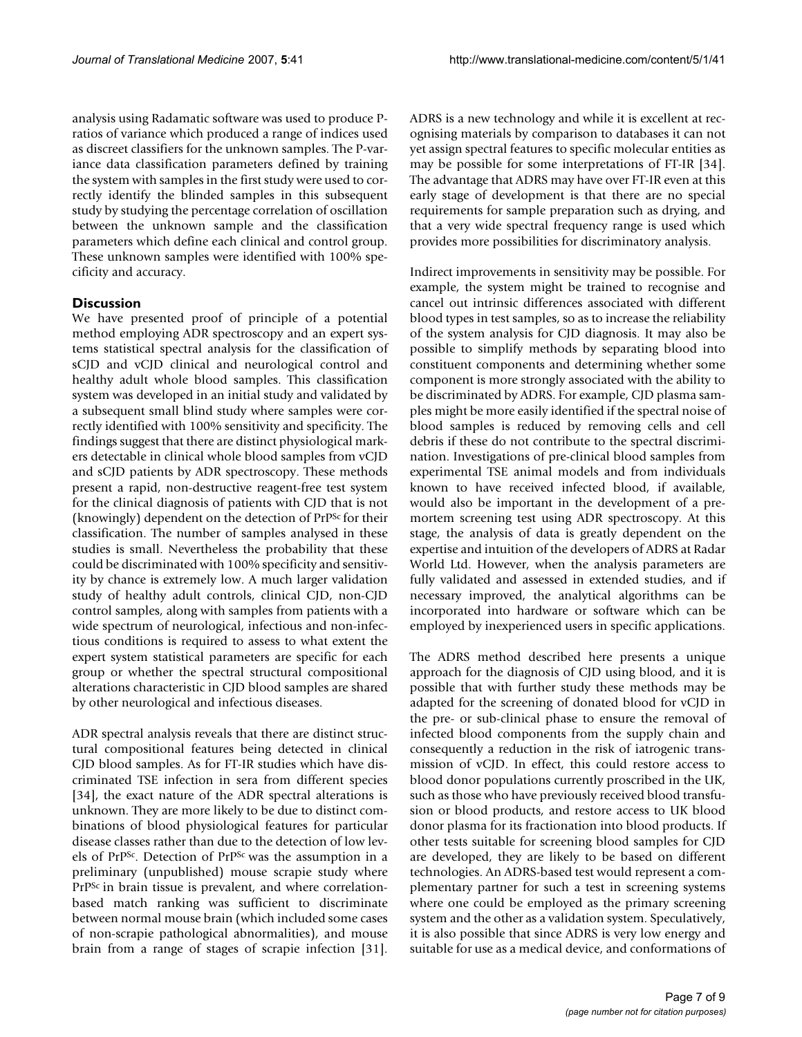analysis using Radamatic software was used to produce P-ratios of variance which produced a range of indices used as discreet classifiers for the unknown samples. The P-variance data classification parameters defined by training the system with samples in the first study were used to correctly identify the blinded samples in this subsequent study by studying the percentage correlation of oscillation between the unknown sample and the classification parameters which define each clinical and control group. These unknown samples were identified with 100% specificity and accuracy.

## Discussion

We have presented proof of principle of a potential method employing ADR spectroscopy and an expert systems statistical spectral analysis for the classification of sCJD and vCJD clinical and neurological control and healthy adult whole blood samples. This classification system was developed in an initial study and validated by a subsequent small blind study where samples were correctly identified with 100% sensitivity and specificity. The findings suggest that there are distinct physiological markers detectable in clinical whole blood samples from vCJD and sCJD patients by ADR spectroscopy. These methods present a rapid, non-destructive reagent-free test system for the clinical diagnosis of patients with CJD that is not (knowingly) dependent on the detection of $PrP^{Sc}$ for their classification. The number of samples analysed in these studies is small. Nevertheless the probability that these could be discriminated with 100% specificity and sensitivity by chance is extremely low. A much larger validation study of healthy adult controls, clinical CJD, non-CJD control samples, along with samples from patients with a wide spectrum of neurological, infectious and non-infectious conditions is required to assess to what extent the expert system statistical parameters are specific for each group or whether the spectral structural compositional alterations characteristic in CJD blood samples are shared by other neurological and infectious diseases.

ADR spectral analysis reveals that there are distinct structural compositional features being detected in clinical CJD blood samples. As for FT-IR studies which have discriminated TSE infection in sera from different species [34], the exact nature of the ADR spectral alterations is unknown. They are more likely to be due to distinct combinations of blood physiological features for particular disease classes rather than due to the detection of low levels of $PrP^{Sc}$. Detection of $PrP^{Sc}$ was the assumption in a preliminary (unpublished) mouse scrapie study where $PrP^{Sc}$ in brain tissue is prevalent, and where correlation-based match ranking was sufficient to discriminate between normal mouse brain (which included some cases of non-scrapie pathological abnormalities), and mouse brain from a range of stages of scrapie infection [31]. ADRS is a new technology and while it is excellent at recognising materials by comparison to databases it can not yet assign spectral features to specific molecular entities as may be possible for some interpretations of FT-IR [34]. The advantage that ADRS may have over FT-IR even at this early stage of development is that there are no special requirements for sample preparation such as drying, and that a very wide spectral frequency range is used which provides more possibilities for discriminatory analysis.

Indirect improvements in sensitivity may be possible. For example, the system might be trained to recognise and cancel out intrinsic differences associated with different blood types in test samples, so as to increase the reliability of the system analysis for CJD diagnosis. It may also be possible to simplify methods by separating blood into constituent components and determining whether some component is more strongly associated with the ability to be discriminated by ADRS. For example, CJD plasma samples might be more easily identified if the spectral noise of blood samples is reduced by removing cells and cell debris if these do not contribute to the spectral discrimination. Investigations of pre-clinical blood samples from experimental TSE animal models and from individuals known to have received infected blood, if available, would also be important in the development of a pre-mortem screening test using ADR spectroscopy. At this stage, the analysis of data is greatly dependent on the expertise and intuition of the developers of ADRS at Radar World Ltd. However, when the analysis parameters are fully validated and assessed in extended studies, and if necessary improved, the analytical algorithms can be incorporated into hardware or software which can be employed by inexperienced users in specific applications.

The ADRS method described here presents a unique approach for the diagnosis of CJD using blood, and it is possible that with further study these methods may be adapted for the screening of donated blood for vCJD in the pre- or sub-clinical phase to ensure the removal of infected blood components from the supply chain and consequently a reduction in the risk of iatrogenic transmission of vCJD. In effect, this could restore access to blood donor populations currently proscribed in the UK, such as those who have previously received blood transfusion or blood products, and restore access to UK blood donor plasma for its fractionation into blood products. If other tests suitable for screening blood samples for CJD are developed, they are likely to be based on different technologies. An ADRS-based test would represent a complementary partner for such a test in screening systems where one could be employed as the primary screening system and the other as a validation system. Speculatively, it is also possible that since ADRS is very low energy and suitable for use as a medical device, and conformations of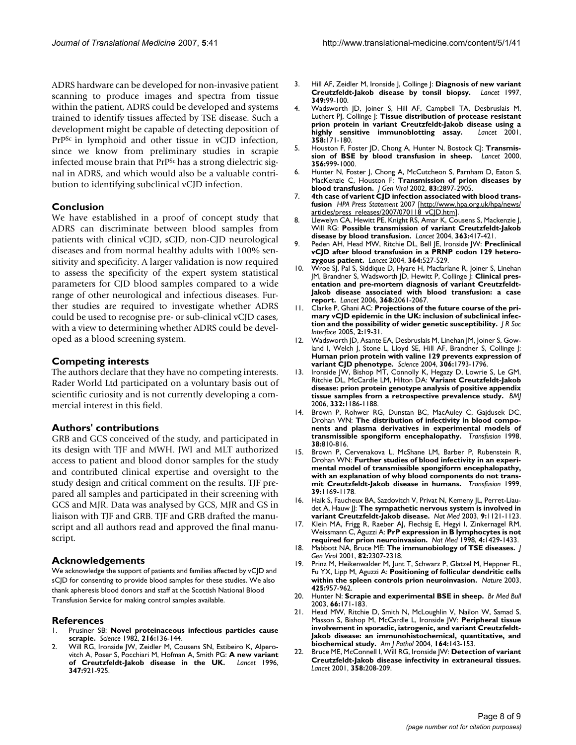ADRS hardware can be developed for non-invasive patient scanning to produce images and spectra from tissue within the patient, ADRS could be developed and systems trained to identify tissues affected by TSE disease. Such a development might be capable of detecting deposition of $PrP^{Sc}$ in lymphoid and other tissue in vCJD infection, since we know from preliminary studies in scrapie infected mouse brain that $PrP^{Sc}$ has a strong dielectric signal in ADRS, and which would also be a valuable contribution to identifying subclinical vCJD infection.

## Conclusion

We have established in a proof of concept study that ADRS can discriminate between blood samples from patients with clinical vCJD, sCJD, non-CJD neurological diseases and from normal healthy adults with 100% sensitivity and specificity. A larger validation is now required to assess the specificity of the expert system statistical parameters for CJD blood samples compared to a wide range of other neurological and infectious diseases. Further studies are required to investigate whether ADRS could be used to recognise pre- or sub-clinical vCJD cases, with a view to determining whether ADRS could be developed as a blood screening system.

## Competing interests

The authors declare that they have no competing interests. Rader World Ltd participated on a voluntary basis out of scientific curiosity and is not currently developing a commercial interest in this field.

## Authors' contributions

GRB and GCS conceived of the study, and participated in its design with TJF and MWH. JWI and MLT authorized access to patient and blood donor samples for the study and contributed clinical expertise and oversight to the study design and critical comment on the results. TJF prepared all samples and participated in their screening with GCS and MJR. Data was analysed by GCS, MJR and GS in liaison with TJF and GRB. TJF and GRB drafted the manuscript and all authors read and approved the final manuscript.

## Acknowledgements

We acknowledge the support of patients and families affected by vCJD and sCJD for consenting to provide blood samples for these studies. We also thank apheresis blood donors and staff at the Scottish National Blood Transfusion Service for making control samples available.

## References

1. Prusiner SB: **Novel proteinaceous infectious particles cause scrapie.** *Science* 1982, **216:**136-144.
2. Will RG, Ironside JW, Zeidler M, Cousens SN, Estibeiro K, Alperovitch A, Poser S, Pocchiari M, Hofman A, Smith PG: **A new variant of Creutzfeldt-Jakob disease in the UK.** *Lancet* 1996, **347:**921-925.
3. Hill AF, Zeidler M, Ironside J, Collinge J: **Diagnosis of new variant Creutzfeldt-Jakob disease by tonsil biopsy.** *Lancet* 1997, **349:**99-100.
4. Wadsworth JD, Joiner S, Hill AF, Campbell TA, Desbruslais M, Luthert PJ, Collinge J: **Tissue distribution of protease resistant prion protein in variant Creutzfeldt-Jakob disease using a highly sensitive immunoblotting assay.** *Lancet* 2001, **358:**171-180.
5. Houston F, Foster JD, Chong A, Hunter N, Bostock CJ: **Transmission of BSE by blood transfusion in sheep.** *Lancet* 2000, **356:**999-1000.
6. Hunter N, Foster J, Chong A, McCutcheon S, Parnham D, Eaton S, MacKenzie C, Houston F: **Transmission of prion diseases by blood transfusion.** *J Gen Virol* 2002, **83:**2897-2905.
7. **4th case of varient CJD infection associated with blood transfusion** *HPA Press Statement* 2007 [http://www.hpa.org.uk/hpa/news/articles/press_releases/2007/070118_vCJD.htm].
8. Llewelyn CA, Hewitt PE, Knight RS, Amar K, Cousens S, Mackenzie J, Will RG: **Possible transmission of variant Creutzfeldt-Jakob disease by blood transfusion.** *Lancet* 2004, **363:**417-421.
9. Peden AH, Head MW, Ritchie DL, Bell JE, Ironside JW: **Preclinical vCJD after blood transfusion in a PRNP codon 129 heterozygous patient.** *Lancet* 2004, **364:**527-529.
10. Wroe SJ, Pal S, Siddique D, Hyare H, Macfarlane R, Joiner S, Linehan JM, Brandner S, Wadsworth JD, Hewitt P, Collinge J: **Clinical presentation and pre-mortem diagnosis of variant Creutzfeldt-Jakob disease associated with blood transfusion: a case report.** *Lancet* 2006, **368:**2061-2067.
11. Clarke P, Ghani AC: **Projections of the future course of the primary vCJD epidemic in the UK: inclusion of subclinical infection and the possibility of wider genetic susceptibility.** *J R Soc Interface* 2005, **2:**19-31.
12. Wadsworth JD, Asante EA, Desbruslais M, Linehan JM, Joiner S, Gowland I, Welch J, Stone L, Lloyd SE, Hill AF, Brandner S, Collinge J: **Human prion protein with valine 129 prevents expression of variant CJD phenotype.** *Science* 2004, **306:**1793-1796.
13. Ironside JW, Bishop MT, Connolly K, Hegazy D, Lowrie S, Le GM, Ritchie DL, McCardle LM, Hilton DA: **Variant Creutzfeldt-Jakob disease: prion protein genotype analysis of positive appendix tissue samples from a retrospective prevalence study.** *BMJ* 2006, **332:**1186-1188.
14. Brown P, Rohwer RG, Dunstan BC, MacAuley C, Gajdusek DC, Drohan WN: **The distribution of infectivity in blood components and plasma derivatives in experimental models of transmissible spongiform encephalopathy.** *Transfusion* 1998, **38:**810-816.
15. Brown P, Cervenakova L, McShane LM, Barber P, Rubenstein R, Drohan WN: **Further studies of blood infectivity in an experimental model of transmissible spongiform encephalopathy, with an explanation of why blood components do not transmit Creutzfeldt-Jakob disease in humans.** *Transfusion* 1999, **39:**1169-1178.
16. Haik S, Faucheux BA, Sazdovitch V, Privat N, Kemeny JL, Perret-Liaudet A, Hauw JJ: **The sympathetic nervous system is involved in variant Creutzfeldt-Jakob disease.** *Nat Med* 2003, **9:**1121-1123.
17. Klein MA, Frigg R, Raeber AJ, Flechsig E, Hegyi I, Zinkernagel RM, Weissmann C, Aguzzi A: **PrP expression in B lymphocytes is not required for prion neuroinvasion.** *Nat Med* 1998, **4:**1429-1433.
18. Mabbott NA, Bruce ME: **The immunobiology of TSE diseases.** *J Gen Virol* 2001, **82:**2307-2318.
19. Prinz M, Heikenwalder M, Junt T, Schwarz P, Glatzel M, Heppner FL, Fu YX, Lipp M, Aguzzi A: **Positioning of follicular dendritic cells within the spleen controls prion neuroinvasion.** *Nature* 2003, **425:**957-962.
20. Hunter N: **Scrapie and experimental BSE in sheep.** *Br Med Bull* 2003, **66:**171-183.
21. Head MW, Ritchie D, Smith N, McLoughlin V, Nailon W, Samad S, Masson S, Bishop M, McCardle L, Ironside JW: **Peripheral tissue involvement in sporadic, iatrogenic, and variant Creutzfeldt-Jakob disease: an immunohistochemical, quantitative, and biochemical study.** *Am J Pathol* 2004, **164:**143-153.
22. Bruce ME, McConnell I, Will RG, Ironside JW: **Detection of variant Creutzfeldt-Jakob disease infectivity in extraneural tissues.** *Lancet* 2001, **358:**208-209.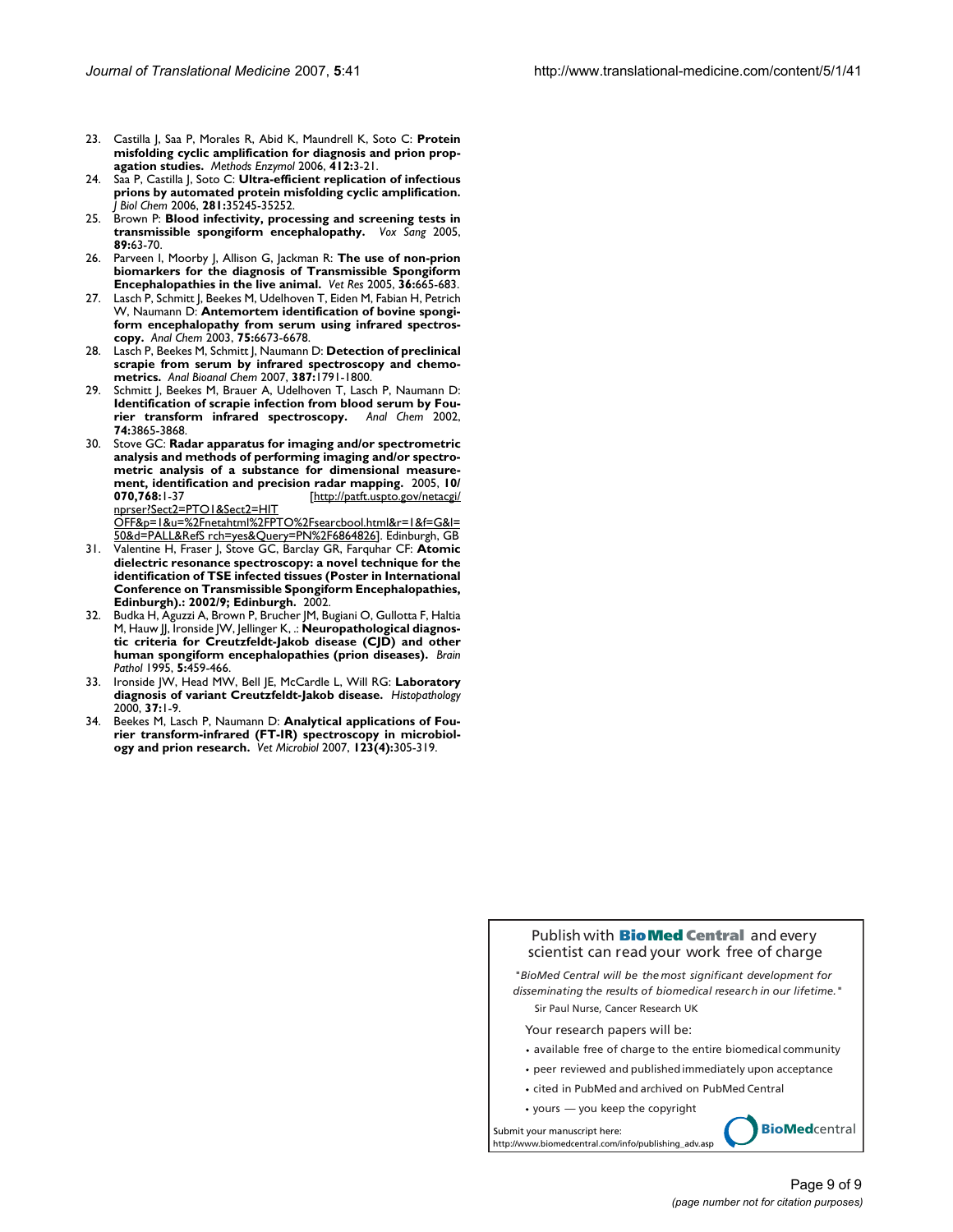23. Castilla J, Saa P, Morales R, Abid K, Maundrell K, Soto C: **Protein misfolding cyclic amplification for diagnosis and prion propagation studies.** *Methods Enzymol* 2006, **412:**3-21.
24. Saa P, Castilla J, Soto C: **Ultra-efficient replication of infectious prions by automated protein misfolding cyclic amplification.** *J Biol Chem* 2006, **281:**35245-35252.
25. Brown P: **Blood infectivity, processing and screening tests in transmissible spongiform encephalopathy.** *Vox Sang* 2005, **89:**63-70.
26. Parveen I, Moorby J, Allison G, Jackman R: **The use of non-prion biomarkers for the diagnosis of Transmissible Spongiform Encephalopathies in the live animal.** *Vet Res* 2005, **36:**665-683.
27. Lasch P, Schmitt J, Beekes M, Udelhoven T, Eiden M, Fabian H, Petrich W, Naumann D: **Antemortem identification of bovine spongiform encephalopathy from serum using infrared spectroscopy.** *Anal Chem* 2003, **75:**6673-6678.
28. Lasch P, Beekes M, Schmitt J, Naumann D: **Detection of preclinical scrapie from serum by infrared spectroscopy and chemometrics.** *Anal Bioanal Chem* 2007, **387:**1791-1800.
29. Schmitt J, Beekes M, Brauer A, Udelhoven T, Lasch P, Naumann D: **Identification of scrapie infection from blood serum by Fourier transform infrared spectroscopy.** *Anal Chem* 2002, **74:**3865-3868.
30. Stove GC: **Radar apparatus for imaging and/or spectrometric analysis and methods of performing imaging and/or spectrometric analysis of a substance for dimensional measurement, identification and precision radar mapping.** 2005, **10/070,768:**1-37 [http://patft.uspto.gov/netacgi/nprser?Sect2=PTO1&Sect2=HITOFF&p=1&u=%2Fnetahtml%2FPTO%2Fsearchbool.html&r=1&f=G&l=50&d=PALL&RefS rch=yes&Query=PN%2F6864826]. Edinburgh, GB
31. Valentine H, Fraser J, Stove GC, Barclay GR, Farquhar CF: **Atomic dielectric resonance spectroscopy: a novel technique for the identification of TSE infected tissues (Poster in International Conference on Transmissible Spongiform Encephalopathies, Edinburgh).: 2002/9; Edinburgh.** 2002.
32. Budka H, Aguzzi A, Brown P, Brucher JM, Bugiani O, Gullotta F, Haltia M, Hauw JJ, Ironside JW, Jellinger K, .: **Neuropathological diagnostic criteria for Creutzfeldt-Jakob disease (CJD) and other human spongiform encephalopathies (prion diseases).** *Brain Pathol* 1995, **5:**459-466.
33. Ironside JW, Head MW, Bell JE, McCardle L, Will RG: **Laboratory diagnosis of variant Creutzfeldt-Jakob disease.** *Histopathology* 2000, **37:**1-9.
34. Beekes M, Lasch P, Naumann D: **Analytical applications of Fourier transform-infrared (FT-IR) spectroscopy in microbiology and prion research.** *Vet Microbiol* 2007, **123(4):**305-319.

Publish with **BioMed Central** and every scientist can read your work free of charge

*"BioMed Central will be the most significant development for disseminating the results of biomedical research in our lifetime."*

Sir Paul Nurse, Cancer Research UK

Your research papers will be:

- available free of charge to the entire biomedical community
- peer reviewed and published immediately upon acceptance
- cited in PubMed and archived on PubMed Central
- yours — you keep the copyright

Submit your manuscript here:
http://www.biomedcentral.com/info/publishing_adv.asp

**BioMed**central